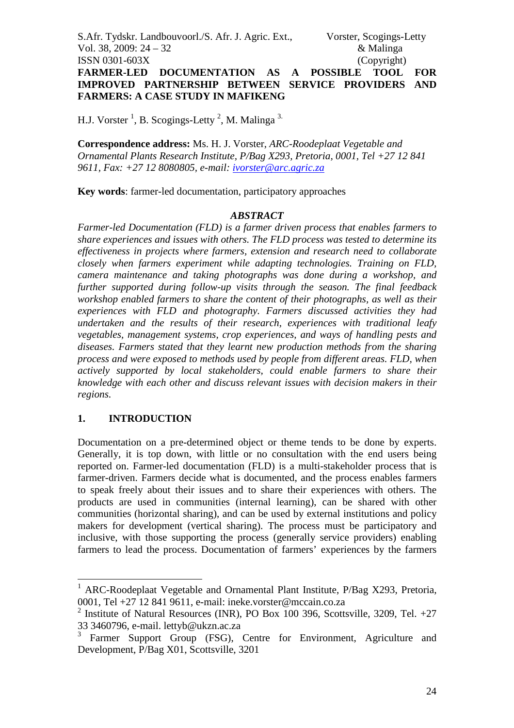# FARMER-LED DOCUMENTATION AS A POSSIBLE TOOL FOR IMPROVED PARTNERSHIP BETWEEN SERVICE PROVIDERS AND FARMERS: A CASE STUDY IN MAFIKENG

H.J. Vorster [1], B. Scogings-Letty [2], M. Malinga [3]

**Correspondence address:** Ms. H. J. Vorster, *ARC-Roodeplaat Vegetable and Ornamental Plants Research Institute, P/Bag X293, Pretoria, 0001, Tel +27 12 841 9611, Fax: +27 12 8080805, e-mail: ivorster@arc.agric.za*

**Key words**: farmer-led documentation, participatory approaches

## *ABSTRACT*

*Farmer-led Documentation (FLD) is a farmer driven process that enables farmers to share experiences and issues with others. The FLD process was tested to determine its effectiveness in projects where farmers, extension and research need to collaborate closely when farmers experiment while adapting technologies. Training on FLD, camera maintenance and taking photographs was done during a workshop, and further supported during follow-up visits through the season. The final feedback workshop enabled farmers to share the content of their photographs, as well as their experiences with FLD and photography. Farmers discussed activities they had undertaken and the results of their research, experiences with traditional leafy vegetables, management systems, crop experiences, and ways of handling pests and diseases. Farmers stated that they learnt new production methods from the sharing process and were exposed to methods used by people from different areas. FLD, when actively supported by local stakeholders, could enable farmers to share their knowledge with each other and discuss relevant issues with decision makers in their regions.*

## 1. INTRODUCTION

Documentation on a pre-determined object or theme tends to be done by experts. Generally, it is top down, with little or no consultation with the end users being reported on. Farmer-led documentation (FLD) is a multi-stakeholder process that is farmer-driven. Farmers decide what is documented, and the process enables farmers to speak freely about their issues and to share their experiences with others. The products are used in communities (internal learning), can be shared with other communities (horizontal sharing), and can be used by external institutions and policy makers for development (vertical sharing). The process must be participatory and inclusive, with those supporting the process (generally service providers) enabling farmers to lead the process. Documentation of farmers' experiences by the farmers

---

[1] ARC-Roodeplaat Vegetable and Ornamental Plant Institute, P/Bag X293, Pretoria, 0001, Tel +27 12 841 9611, e-mail: ineke.vorster@mccain.co.za

[2] Institute of Natural Resources (INR), PO Box 100 396, Scottsville, 3209, Tel. +27 33 3460796, e-mail. lettyb@ukzn.ac.za

[3] Farmer Support Group (FSG), Centre for Environment, Agriculture and Development, P/Bag X01, Scottsville, 3201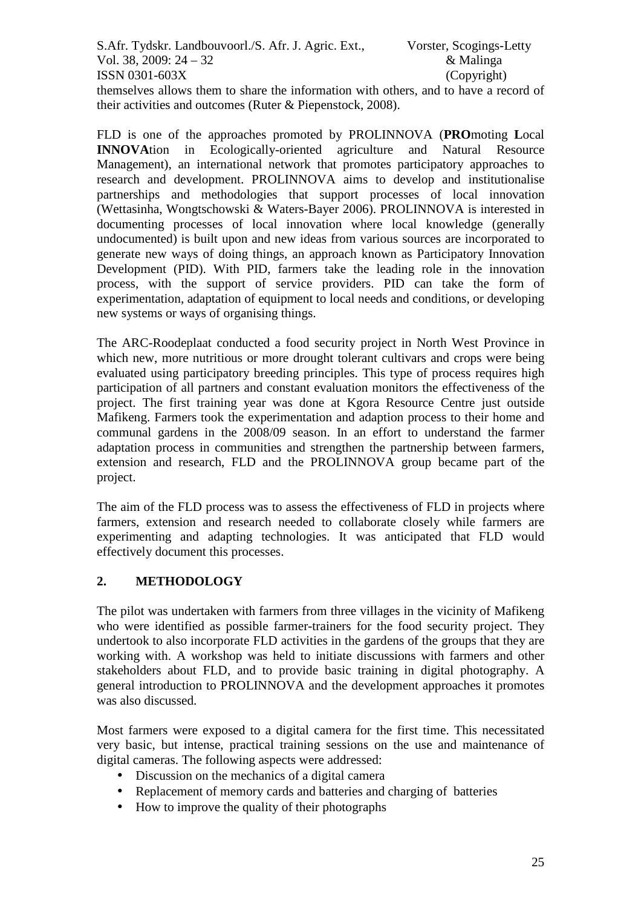themselves allows them to share the information with others, and to have a record of their activities and outcomes (Ruter & Piepenstock, 2008).

FLD is one of the approaches promoted by PROLINNOVA (**PRO**moting **L**ocal **INNOVA**tion in Ecologically-oriented agriculture and Natural Resource Management), an international network that promotes participatory approaches to research and development. PROLINNOVA aims to develop and institutionalise partnerships and methodologies that support processes of local innovation (Wettasinha, Wongtschowski & Waters-Bayer 2006). PROLINNOVA is interested in documenting processes of local innovation where local knowledge (generally undocumented) is built upon and new ideas from various sources are incorporated to generate new ways of doing things, an approach known as Participatory Innovation Development (PID). With PID, farmers take the leading role in the innovation process, with the support of service providers. PID can take the form of experimentation, adaptation of equipment to local needs and conditions, or developing new systems or ways of organising things.

The ARC-Roodeplaat conducted a food security project in North West Province in which new, more nutritious or more drought tolerant cultivars and crops were being evaluated using participatory breeding principles. This type of process requires high participation of all partners and constant evaluation monitors the effectiveness of the project. The first training year was done at Kgora Resource Centre just outside Mafikeng. Farmers took the experimentation and adaption process to their home and communal gardens in the 2008/09 season. In an effort to understand the farmer adaptation process in communities and strengthen the partnership between farmers, extension and research, FLD and the PROLINNOVA group became part of the project.

The aim of the FLD process was to assess the effectiveness of FLD in projects where farmers, extension and research needed to collaborate closely while farmers are experimenting and adapting technologies. It was anticipated that FLD would effectively document this processes.

## 2. METHODOLOGY

The pilot was undertaken with farmers from three villages in the vicinity of Mafikeng who were identified as possible farmer-trainers for the food security project. They undertook to also incorporate FLD activities in the gardens of the groups that they are working with. A workshop was held to initiate discussions with farmers and other stakeholders about FLD, and to provide basic training in digital photography. A general introduction to PROLINNOVA and the development approaches it promotes was also discussed.

Most farmers were exposed to a digital camera for the first time. This necessitated very basic, but intense, practical training sessions on the use and maintenance of digital cameras. The following aspects were addressed:

- Discussion on the mechanics of a digital camera
- Replacement of memory cards and batteries and charging of batteries
- How to improve the quality of their photographs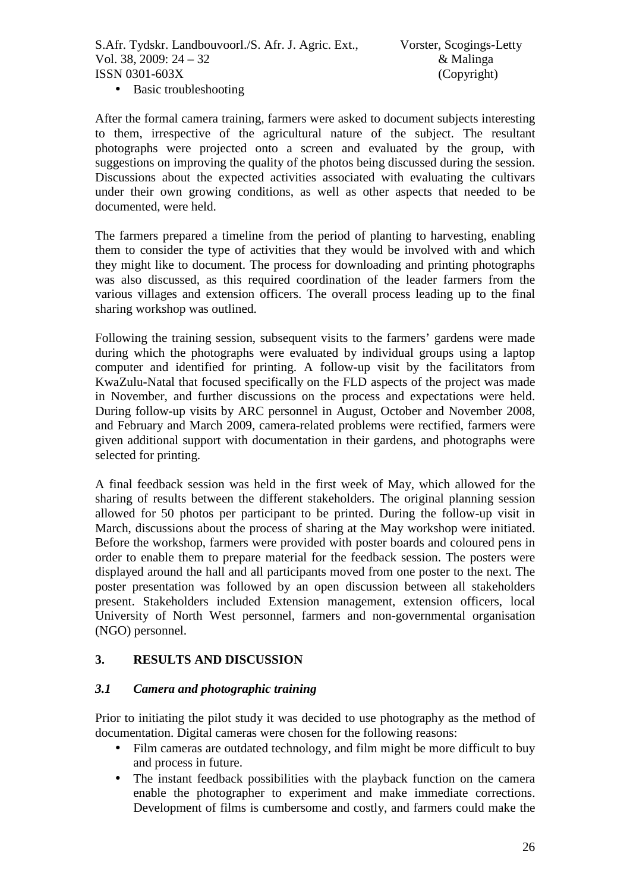- Basic troubleshooting

After the formal camera training, farmers were asked to document subjects interesting to them, irrespective of the agricultural nature of the subject. The resultant photographs were projected onto a screen and evaluated by the group, with suggestions on improving the quality of the photos being discussed during the session. Discussions about the expected activities associated with evaluating the cultivars under their own growing conditions, as well as other aspects that needed to be documented, were held.

The farmers prepared a timeline from the period of planting to harvesting, enabling them to consider the type of activities that they would be involved with and which they might like to document. The process for downloading and printing photographs was also discussed, as this required coordination of the leader farmers from the various villages and extension officers. The overall process leading up to the final sharing workshop was outlined.

Following the training session, subsequent visits to the farmers' gardens were made during which the photographs were evaluated by individual groups using a laptop computer and identified for printing. A follow-up visit by the facilitators from KwaZulu-Natal that focused specifically on the FLD aspects of the project was made in November, and further discussions on the process and expectations were held. During follow-up visits by ARC personnel in August, October and November 2008, and February and March 2009, camera-related problems were rectified, farmers were given additional support with documentation in their gardens, and photographs were selected for printing.

A final feedback session was held in the first week of May, which allowed for the sharing of results between the different stakeholders. The original planning session allowed for 50 photos per participant to be printed. During the follow-up visit in March, discussions about the process of sharing at the May workshop were initiated. Before the workshop, farmers were provided with poster boards and coloured pens in order to enable them to prepare material for the feedback session. The posters were displayed around the hall and all participants moved from one poster to the next. The poster presentation was followed by an open discussion between all stakeholders present. Stakeholders included Extension management, extension officers, local University of North West personnel, farmers and non-governmental organisation (NGO) personnel.

## 3. RESULTS AND DISCUSSION

### *3.1 Camera and photographic training*

Prior to initiating the pilot study it was decided to use photography as the method of documentation. Digital cameras were chosen for the following reasons:

- Film cameras are outdated technology, and film might be more difficult to buy and process in future.
- The instant feedback possibilities with the playback function on the camera enable the photographer to experiment and make immediate corrections. Development of films is cumbersome and costly, and farmers could make the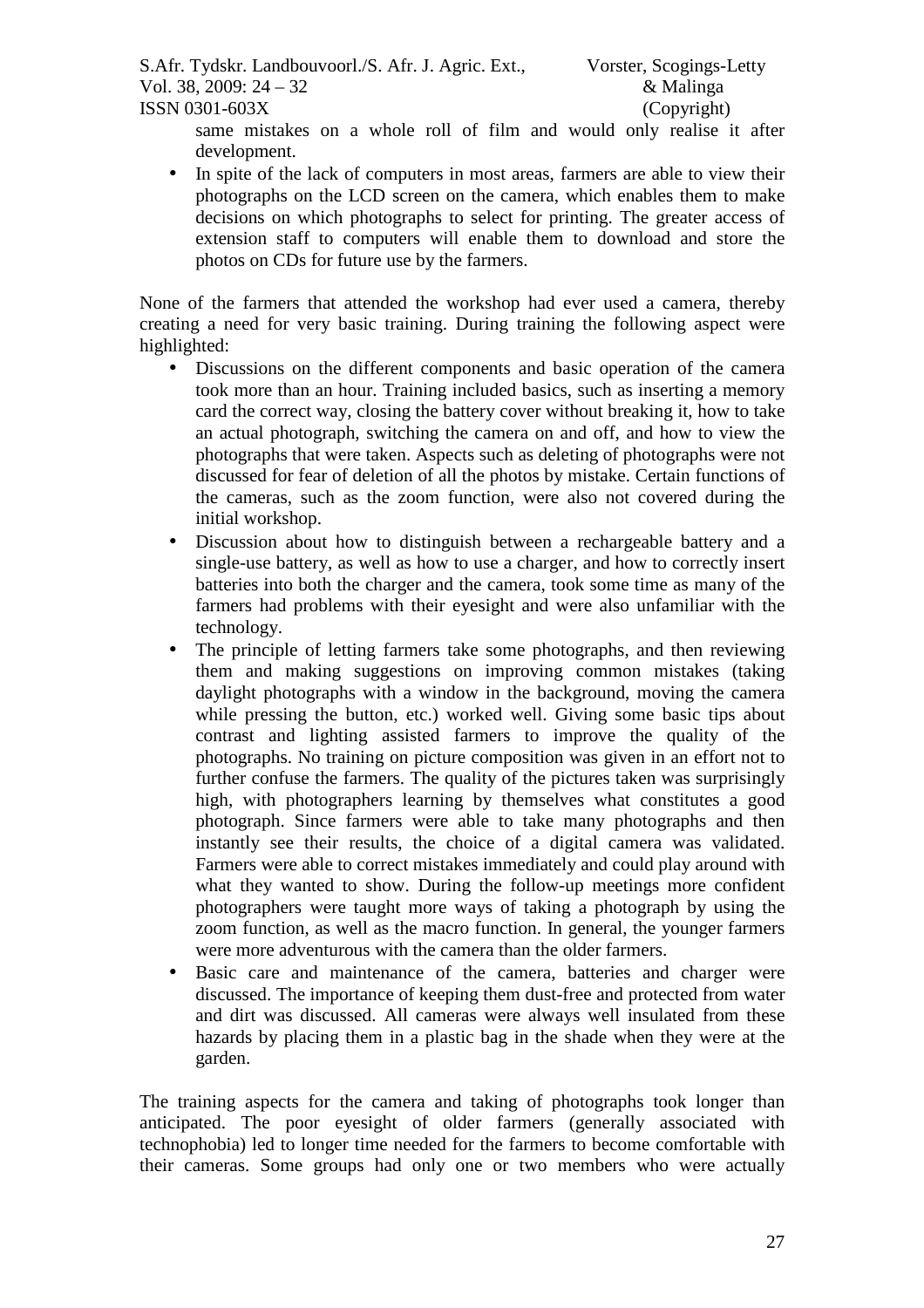same mistakes on a whole roll of film and would only realise it after development.

- In spite of the lack of computers in most areas, farmers are able to view their photographs on the LCD screen on the camera, which enables them to make decisions on which photographs to select for printing. The greater access of extension staff to computers will enable them to download and store the photos on CDs for future use by the farmers.

None of the farmers that attended the workshop had ever used a camera, thereby creating a need for very basic training. During training the following aspect were highlighted:

- Discussions on the different components and basic operation of the camera took more than an hour. Training included basics, such as inserting a memory card the correct way, closing the battery cover without breaking it, how to take an actual photograph, switching the camera on and off, and how to view the photographs that were taken. Aspects such as deleting of photographs were not discussed for fear of deletion of all the photos by mistake. Certain functions of the cameras, such as the zoom function, were also not covered during the initial workshop.
- Discussion about how to distinguish between a rechargeable battery and a single-use battery, as well as how to use a charger, and how to correctly insert batteries into both the charger and the camera, took some time as many of the farmers had problems with their eyesight and were also unfamiliar with the technology.
- The principle of letting farmers take some photographs, and then reviewing them and making suggestions on improving common mistakes (taking daylight photographs with a window in the background, moving the camera while pressing the button, etc.) worked well. Giving some basic tips about contrast and lighting assisted farmers to improve the quality of the photographs. No training on picture composition was given in an effort not to further confuse the farmers. The quality of the pictures taken was surprisingly high, with photographers learning by themselves what constitutes a good photograph. Since farmers were able to take many photographs and then instantly see their results, the choice of a digital camera was validated. Farmers were able to correct mistakes immediately and could play around with what they wanted to show. During the follow-up meetings more confident photographers were taught more ways of taking a photograph by using the zoom function, as well as the macro function. In general, the younger farmers were more adventurous with the camera than the older farmers.
- Basic care and maintenance of the camera, batteries and charger were discussed. The importance of keeping them dust-free and protected from water and dirt was discussed. All cameras were always well insulated from these hazards by placing them in a plastic bag in the shade when they were at the garden.

The training aspects for the camera and taking of photographs took longer than anticipated. The poor eyesight of older farmers (generally associated with technophobia) led to longer time needed for the farmers to become comfortable with their cameras. Some groups had only one or two members who were actually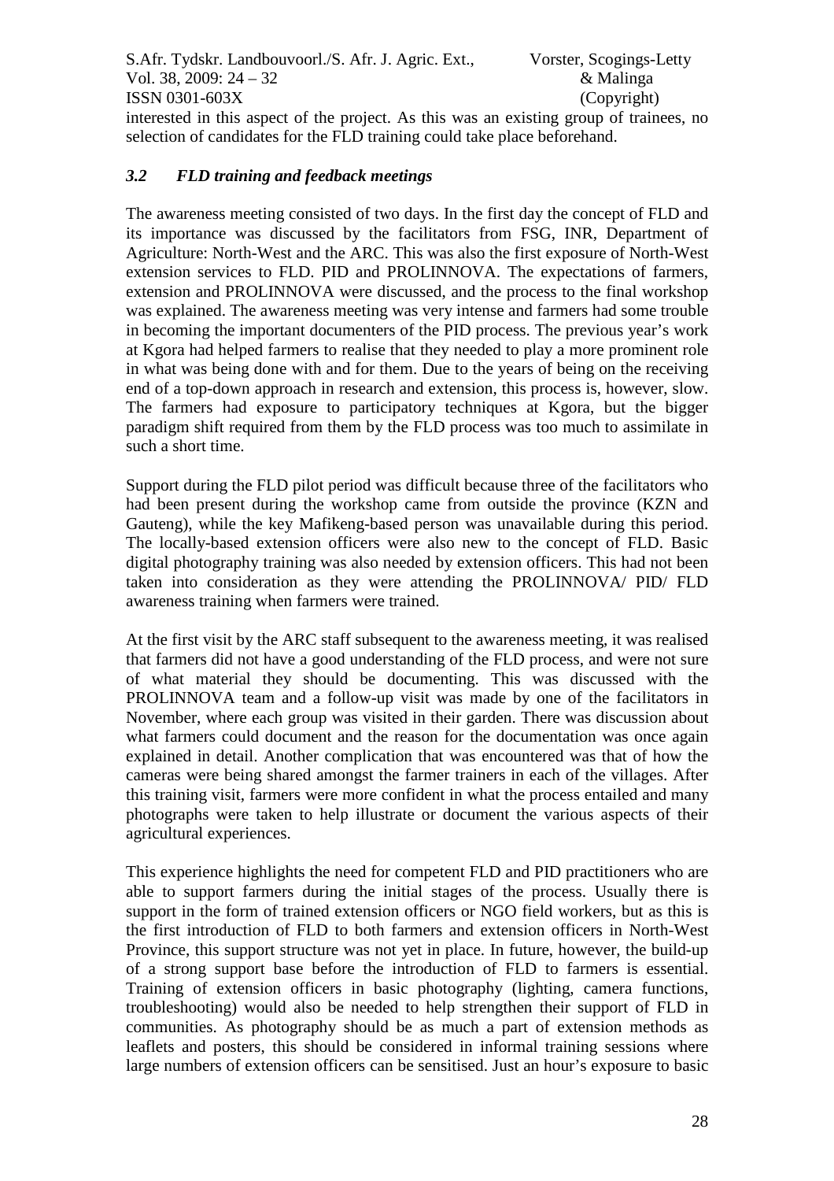interested in this aspect of the project. As this was an existing group of trainees, no selection of candidates for the FLD training could take place beforehand.

### *3.2 FLD training and feedback meetings*

The awareness meeting consisted of two days. In the first day the concept of FLD and its importance was discussed by the facilitators from FSG, INR, Department of Agriculture: North-West and the ARC. This was also the first exposure of North-West extension services to FLD. PID and PROLINNOVA. The expectations of farmers, extension and PROLINNOVA were discussed, and the process to the final workshop was explained. The awareness meeting was very intense and farmers had some trouble in becoming the important documenters of the PID process. The previous year's work at Kgora had helped farmers to realise that they needed to play a more prominent role in what was being done with and for them. Due to the years of being on the receiving end of a top-down approach in research and extension, this process is, however, slow. The farmers had exposure to participatory techniques at Kgora, but the bigger paradigm shift required from them by the FLD process was too much to assimilate in such a short time.

Support during the FLD pilot period was difficult because three of the facilitators who had been present during the workshop came from outside the province (KZN and Gauteng), while the key Mafikeng-based person was unavailable during this period. The locally-based extension officers were also new to the concept of FLD. Basic digital photography training was also needed by extension officers. This had not been taken into consideration as they were attending the PROLINNOVA/ PID/ FLD awareness training when farmers were trained.

At the first visit by the ARC staff subsequent to the awareness meeting, it was realised that farmers did not have a good understanding of the FLD process, and were not sure of what material they should be documenting. This was discussed with the PROLINNOVA team and a follow-up visit was made by one of the facilitators in November, where each group was visited in their garden. There was discussion about what farmers could document and the reason for the documentation was once again explained in detail. Another complication that was encountered was that of how the cameras were being shared amongst the farmer trainers in each of the villages. After this training visit, farmers were more confident in what the process entailed and many photographs were taken to help illustrate or document the various aspects of their agricultural experiences.

This experience highlights the need for competent FLD and PID practitioners who are able to support farmers during the initial stages of the process. Usually there is support in the form of trained extension officers or NGO field workers, but as this is the first introduction of FLD to both farmers and extension officers in North-West Province, this support structure was not yet in place. In future, however, the build-up of a strong support base before the introduction of FLD to farmers is essential. Training of extension officers in basic photography (lighting, camera functions, troubleshooting) would also be needed to help strengthen their support of FLD in communities. As photography should be as much a part of extension methods as leaflets and posters, this should be considered in informal training sessions where large numbers of extension officers can be sensitised. Just an hour's exposure to basic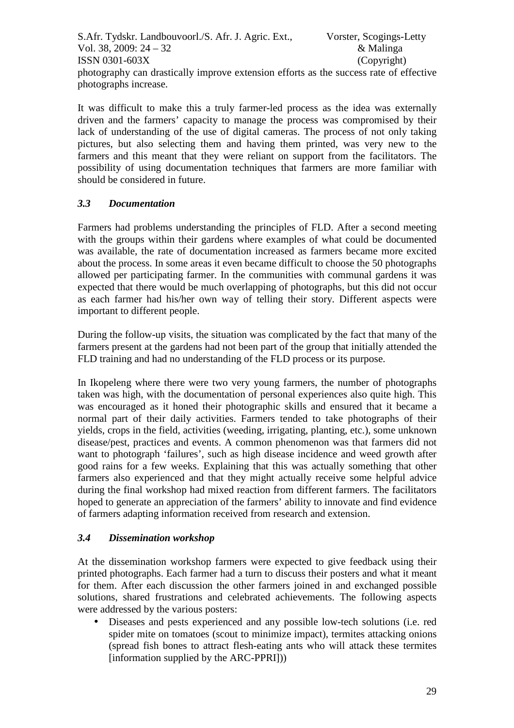photography can drastically improve extension efforts as the success rate of effective photographs increase.

It was difficult to make this a truly farmer-led process as the idea was externally driven and the farmers' capacity to manage the process was compromised by their lack of understanding of the use of digital cameras. The process of not only taking pictures, but also selecting them and having them printed, was very new to the farmers and this meant that they were reliant on support from the facilitators. The possibility of using documentation techniques that farmers are more familiar with should be considered in future.

### *3.3 Documentation*

Farmers had problems understanding the principles of FLD. After a second meeting with the groups within their gardens where examples of what could be documented was available, the rate of documentation increased as farmers became more excited about the process. In some areas it even became difficult to choose the 50 photographs allowed per participating farmer. In the communities with communal gardens it was expected that there would be much overlapping of photographs, but this did not occur as each farmer had his/her own way of telling their story. Different aspects were important to different people.

During the follow-up visits, the situation was complicated by the fact that many of the farmers present at the gardens had not been part of the group that initially attended the FLD training and had no understanding of the FLD process or its purpose.

In Ikopeleng where there were two very young farmers, the number of photographs taken was high, with the documentation of personal experiences also quite high. This was encouraged as it honed their photographic skills and ensured that it became a normal part of their daily activities. Farmers tended to take photographs of their yields, crops in the field, activities (weeding, irrigating, planting, etc.), some unknown disease/pest, practices and events. A common phenomenon was that farmers did not want to photograph 'failures', such as high disease incidence and weed growth after good rains for a few weeks. Explaining that this was actually something that other farmers also experienced and that they might actually receive some helpful advice during the final workshop had mixed reaction from different farmers. The facilitators hoped to generate an appreciation of the farmers' ability to innovate and find evidence of farmers adapting information received from research and extension.

### *3.4 Dissemination workshop*

At the dissemination workshop farmers were expected to give feedback using their printed photographs. Each farmer had a turn to discuss their posters and what it meant for them. After each discussion the other farmers joined in and exchanged possible solutions, shared frustrations and celebrated achievements. The following aspects were addressed by the various posters:

- Diseases and pests experienced and any possible low-tech solutions (i.e. red spider mite on tomatoes (scout to minimize impact), termites attacking onions (spread fish bones to attract flesh-eating ants who will attack these termites [information supplied by the ARC-PPRI]))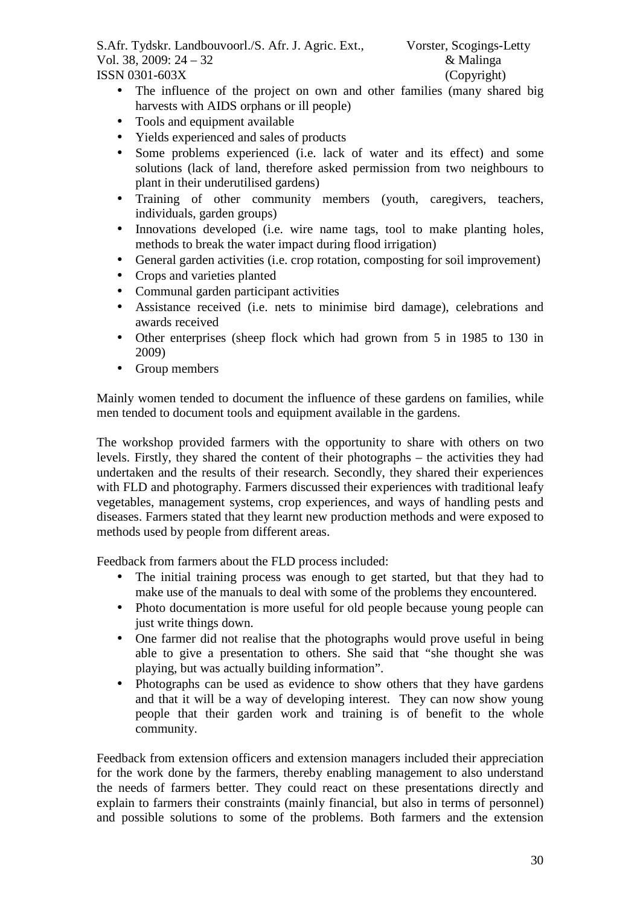- The influence of the project on own and other families (many shared big harvests with AIDS orphans or ill people)
- Tools and equipment available
- Yields experienced and sales of products
- Some problems experienced (i.e. lack of water and its effect) and some solutions (lack of land, therefore asked permission from two neighbours to plant in their underutilised gardens)
- Training of other community members (youth, caregivers, teachers, individuals, garden groups)
- Innovations developed (i.e. wire name tags, tool to make planting holes, methods to break the water impact during flood irrigation)
- General garden activities (i.e. crop rotation, composting for soil improvement)
- Crops and varieties planted
- Communal garden participant activities
- Assistance received (i.e. nets to minimise bird damage), celebrations and awards received
- Other enterprises (sheep flock which had grown from 5 in 1985 to 130 in 2009)
- Group members

Mainly women tended to document the influence of these gardens on families, while men tended to document tools and equipment available in the gardens.

The workshop provided farmers with the opportunity to share with others on two levels. Firstly, they shared the content of their photographs – the activities they had undertaken and the results of their research. Secondly, they shared their experiences with FLD and photography. Farmers discussed their experiences with traditional leafy vegetables, management systems, crop experiences, and ways of handling pests and diseases. Farmers stated that they learnt new production methods and were exposed to methods used by people from different areas.

Feedback from farmers about the FLD process included:

- The initial training process was enough to get started, but that they had to make use of the manuals to deal with some of the problems they encountered.
- Photo documentation is more useful for old people because young people can just write things down.
- One farmer did not realise that the photographs would prove useful in being able to give a presentation to others. She said that "she thought she was playing, but was actually building information".
- Photographs can be used as evidence to show others that they have gardens and that it will be a way of developing interest. They can now show young people that their garden work and training is of benefit to the whole community.

Feedback from extension officers and extension managers included their appreciation for the work done by the farmers, thereby enabling management to also understand the needs of farmers better. They could react on these presentations directly and explain to farmers their constraints (mainly financial, but also in terms of personnel) and possible solutions to some of the problems. Both farmers and the extension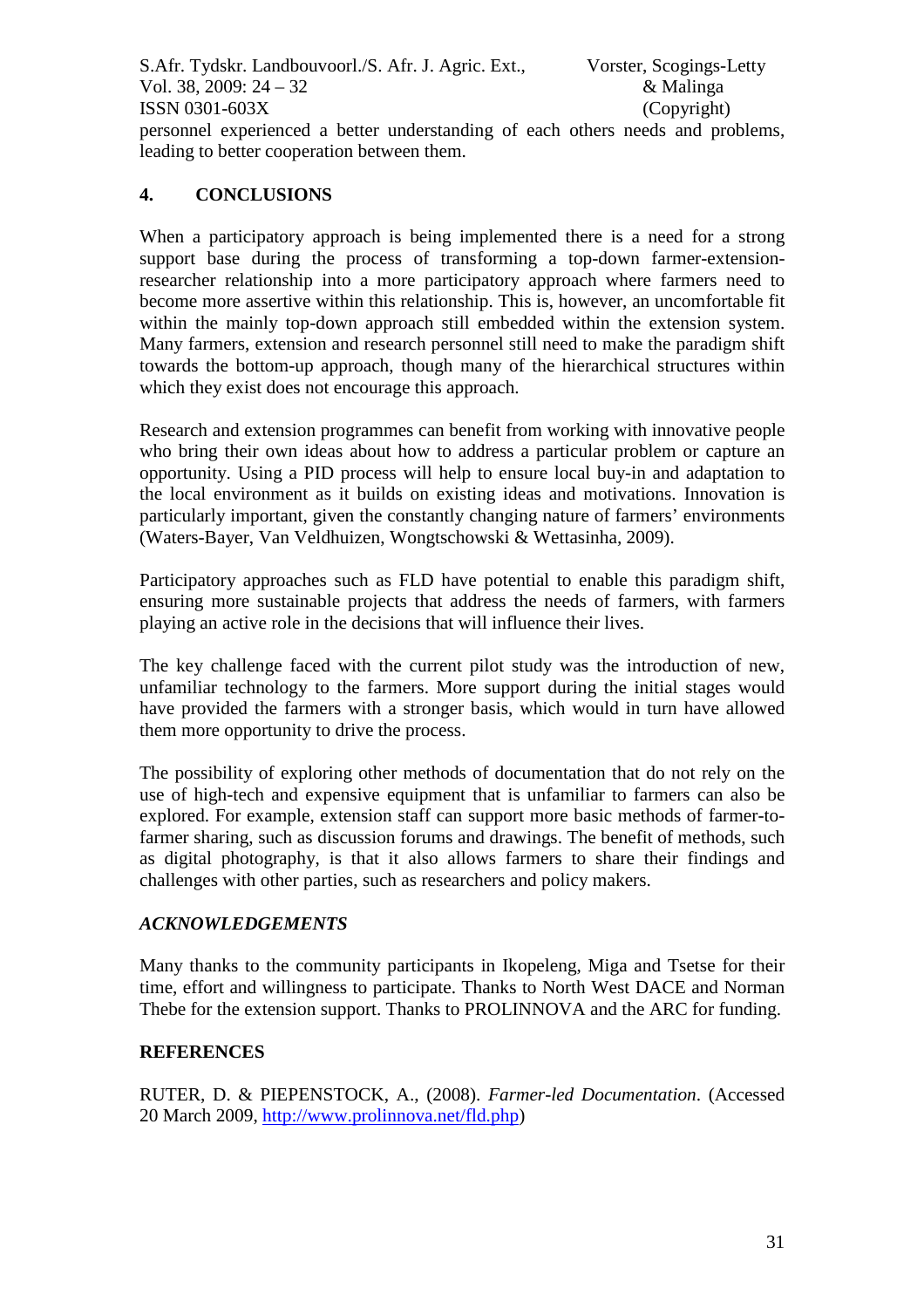personnel experienced a better understanding of each others needs and problems, leading to better cooperation between them.

## 4. CONCLUSIONS

When a participatory approach is being implemented there is a need for a strong support base during the process of transforming a top-down farmer-extension-researcher relationship into a more participatory approach where farmers need to become more assertive within this relationship. This is, however, an uncomfortable fit within the mainly top-down approach still embedded within the extension system. Many farmers, extension and research personnel still need to make the paradigm shift towards the bottom-up approach, though many of the hierarchical structures within which they exist does not encourage this approach.

Research and extension programmes can benefit from working with innovative people who bring their own ideas about how to address a particular problem or capture an opportunity. Using a PID process will help to ensure local buy-in and adaptation to the local environment as it builds on existing ideas and motivations. Innovation is particularly important, given the constantly changing nature of farmers' environments (Waters-Bayer, Van Veldhuizen, Wongtschowski & Wettasinha, 2009).

Participatory approaches such as FLD have potential to enable this paradigm shift, ensuring more sustainable projects that address the needs of farmers, with farmers playing an active role in the decisions that will influence their lives.

The key challenge faced with the current pilot study was the introduction of new, unfamiliar technology to the farmers. More support during the initial stages would have provided the farmers with a stronger basis, which would in turn have allowed them more opportunity to drive the process.

The possibility of exploring other methods of documentation that do not rely on the use of high-tech and expensive equipment that is unfamiliar to farmers can also be explored. For example, extension staff can support more basic methods of farmer-to-farmer sharing, such as discussion forums and drawings. The benefit of methods, such as digital photography, is that it also allows farmers to share their findings and challenges with other parties, such as researchers and policy makers.

### *ACKNOWLEDGEMENTS*

Many thanks to the community participants in Ikopeleng, Miga and Tsetse for their time, effort and willingness to participate. Thanks to North West DACE and Norman Thebe for the extension support. Thanks to PROLINNOVA and the ARC for funding.

## REFERENCES

RUTER, D. & PIEPENSTOCK, A., (2008). *Farmer-led Documentation*. (Accessed 20 March 2009, http://www.prolinnova.net/fld.php)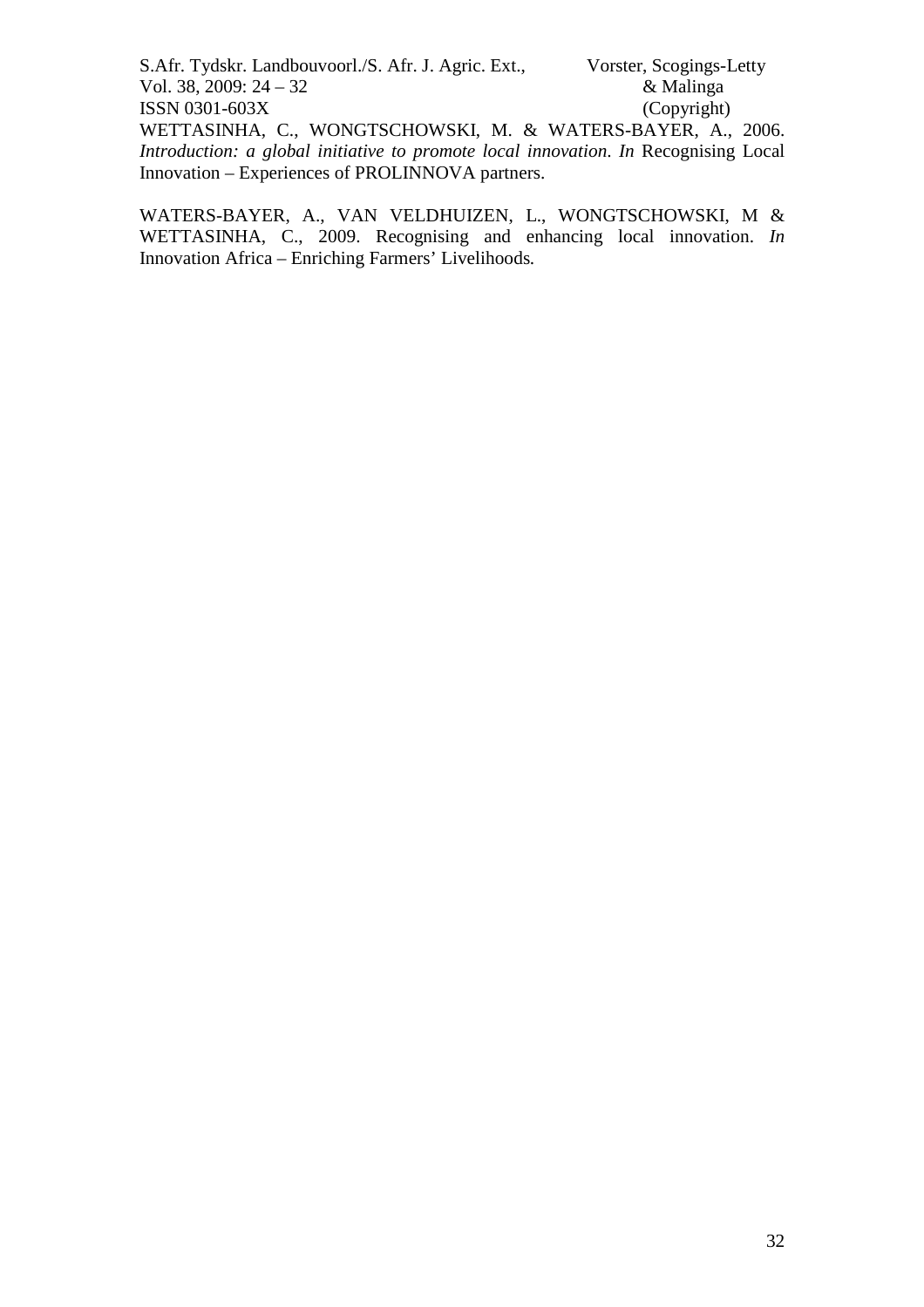WETTASINHA, C., WONGTSCHOWSKI, M. & WATERS-BAYER, A., 2006. *Introduction: a global initiative to promote local innovation. In* Recognising Local Innovation – Experiences of PROLINNOVA partners.

WATERS-BAYER, A., VAN VELDHUIZEN, L., WONGTSCHOWSKI, M & WETTASINHA, C., 2009. Recognising and enhancing local innovation. *In* Innovation Africa – Enriching Farmers' Livelihoods*.*